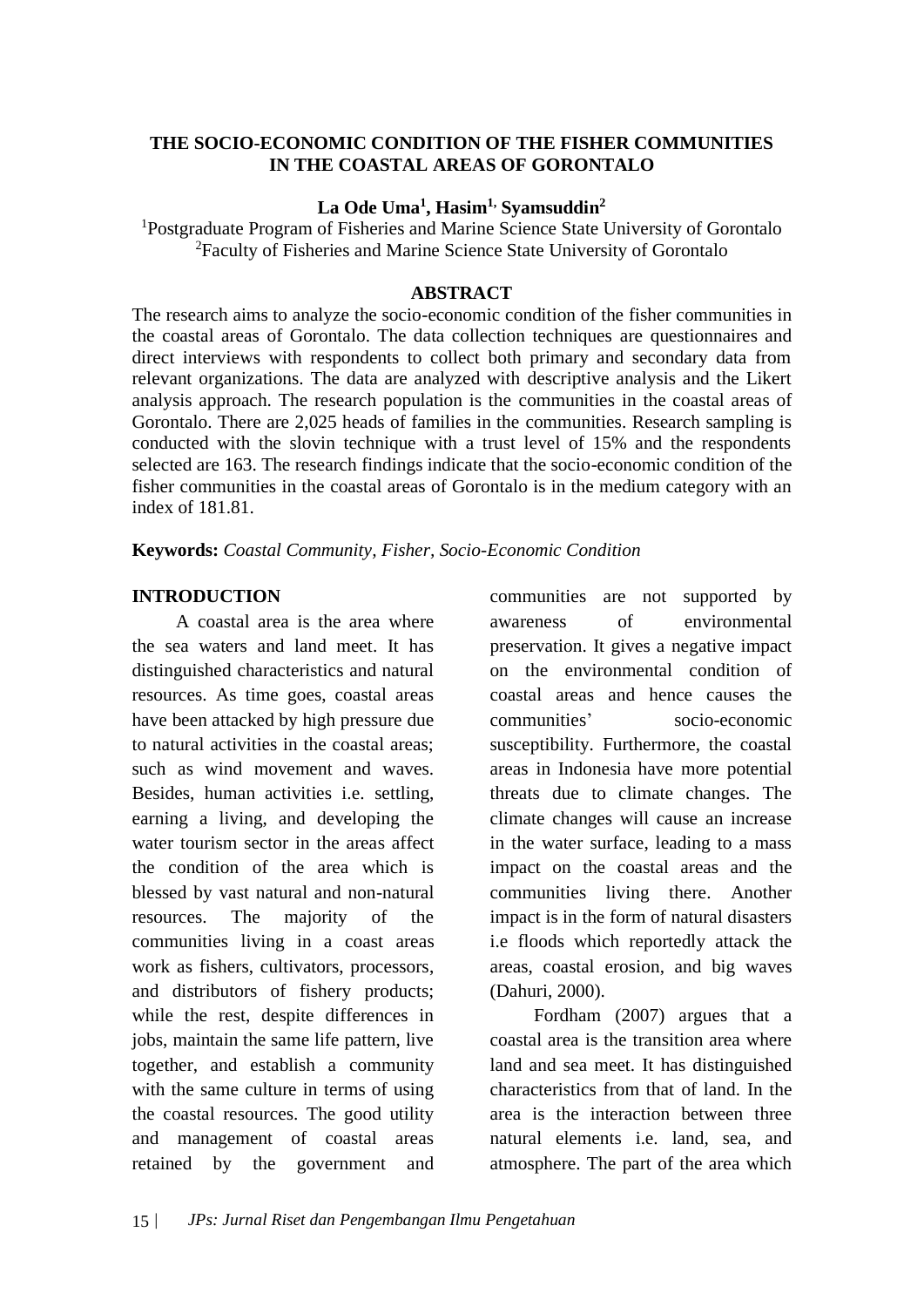# THE SOCIO-ECONOMIC CONDITION OF THE FISHER COMMUNITIES IN THE COASTAL AREAS OF GORONTALO

**La Ode Uma[1], Hasim[1], Syamsuddin[2]**

[1]Postgraduate Program of Fisheries and Marine Science State University of Gorontalo
[2]Faculty of Fisheries and Marine Science State University of Gorontalo

## ABSTRACT

The research aims to analyze the socio-economic condition of the fisher communities in the coastal areas of Gorontalo. The data collection techniques are questionnaires and direct interviews with respondents to collect both primary and secondary data from relevant organizations. The data are analyzed with descriptive analysis and the Likert analysis approach. The research population is the communities in the coastal areas of Gorontalo. There are 2,025 heads of families in the communities. Research sampling is conducted with the slovin technique with a trust level of 15% and the respondents selected are 163. The research findings indicate that the socio-economic condition of the fisher communities in the coastal areas of Gorontalo is in the medium category with an index of 181.81.

**Keywords:** *Coastal Community, Fisher, Socio-Economic Condition*

## INTRODUCTION

A coastal area is the area where the sea waters and land meet. It has distinguished characteristics and natural resources. As time goes, coastal areas have been attacked by high pressure due to natural activities in the coastal areas; such as wind movement and waves. Besides, human activities i.e. settling, earning a living, and developing the water tourism sector in the areas affect the condition of the area which is blessed by vast natural and non-natural resources. The majority of the communities living in a coast areas work as fishers, cultivators, processors, and distributors of fishery products; while the rest, despite differences in jobs, maintain the same life pattern, live together, and establish a community with the same culture in terms of using the coastal resources. The good utility and management of coastal areas retained by the government and communities are not supported by awareness of environmental preservation. It gives a negative impact on the environmental condition of coastal areas and hence causes the communities' socio-economic susceptibility. Furthermore, the coastal areas in Indonesia have more potential threats due to climate changes. The climate changes will cause an increase in the water surface, leading to a mass impact on the coastal areas and the communities living there. Another impact is in the form of natural disasters i.e floods which reportedly attack the areas, coastal erosion, and big waves (Dahuri, 2000).

Fordham (2007) argues that a coastal area is the transition area where land and sea meet. It has distinguished characteristics from that of land. In the area is the interaction between three natural elements i.e. land, sea, and atmosphere. The part of the area which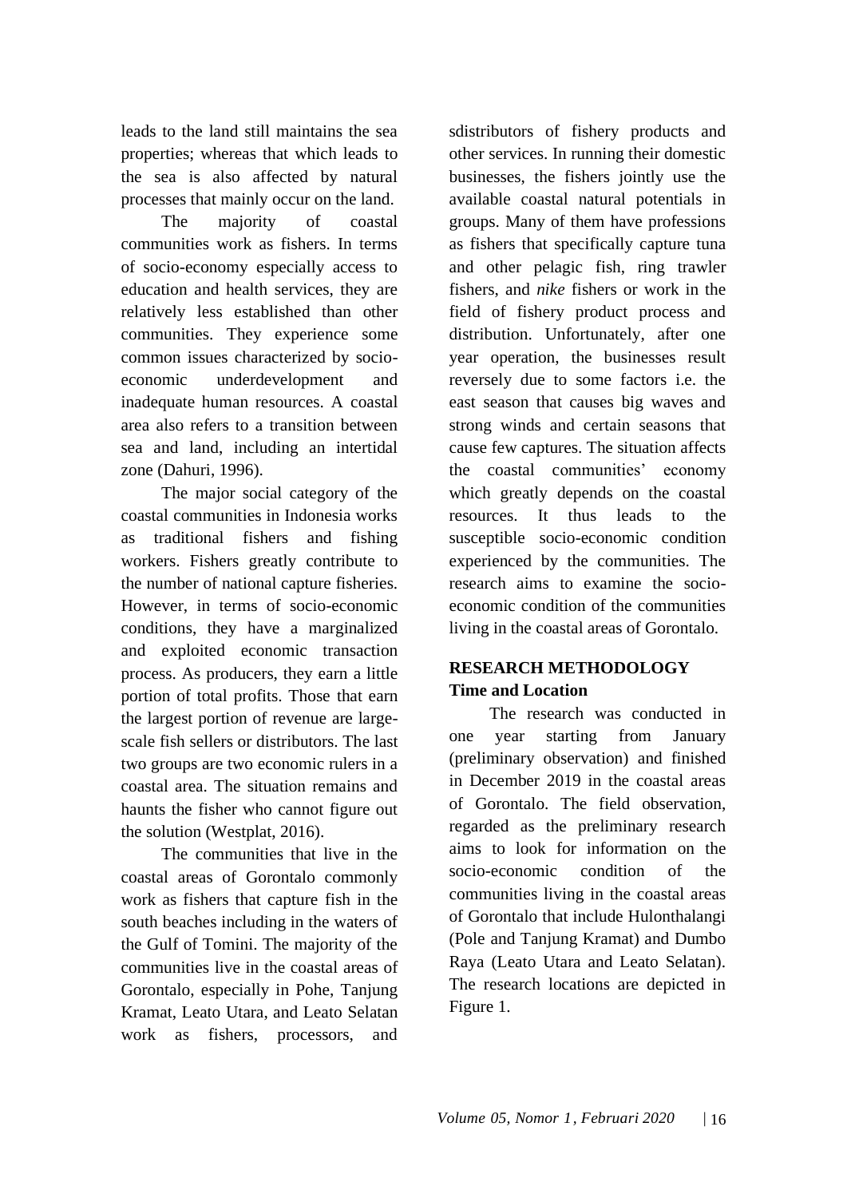leads to the land still maintains the sea properties; whereas that which leads to the sea is also affected by natural processes that mainly occur on the land.

The majority of coastal communities work as fishers. In terms of socio-economy especially access to education and health services, they are relatively less established than other communities. They experience some common issues characterized by socio-economic underdevelopment and inadequate human resources. A coastal area also refers to a transition between sea and land, including an intertidal zone (Dahuri, 1996).

The major social category of the coastal communities in Indonesia works as traditional fishers and fishing workers. Fishers greatly contribute to the number of national capture fisheries. However, in terms of socio-economic conditions, they have a marginalized and exploited economic transaction process. As producers, they earn a little portion of total profits. Those that earn the largest portion of revenue are large-scale fish sellers or distributors. The last two groups are two economic rulers in a coastal area. The situation remains and haunts the fisher who cannot figure out the solution (Westplat, 2016).

The communities that live in the coastal areas of Gorontalo commonly work as fishers that capture fish in the south beaches including in the waters of the Gulf of Tomini. The majority of the communities live in the coastal areas of Gorontalo, especially in Pohe, Tanjung Kramat, Leato Utara, and Leato Selatan work as fishers, processors, and sdistributors of fishery products and other services. In running their domestic businesses, the fishers jointly use the available coastal natural potentials in groups. Many of them have professions as fishers that specifically capture tuna and other pelagic fish, ring trawler fishers, and *nike* fishers or work in the field of fishery product process and distribution. Unfortunately, after one year operation, the businesses result reversely due to some factors i.e. the east season that causes big waves and strong winds and certain seasons that cause few captures. The situation affects the coastal communities' economy which greatly depends on the coastal resources. It thus leads to the susceptible socio-economic condition experienced by the communities. The research aims to examine the socio-economic condition of the communities living in the coastal areas of Gorontalo.

## RESEARCH METHODOLOGY

### Time and Location

The research was conducted in one year starting from January (preliminary observation) and finished in December 2019 in the coastal areas of Gorontalo. The field observation, regarded as the preliminary research aims to look for information on the socio-economic condition of the communities living in the coastal areas of Gorontalo that include Hulonthalangi (Pole and Tanjung Kramat) and Dumbo Raya (Leato Utara and Leato Selatan). The research locations are depicted in Figure 1.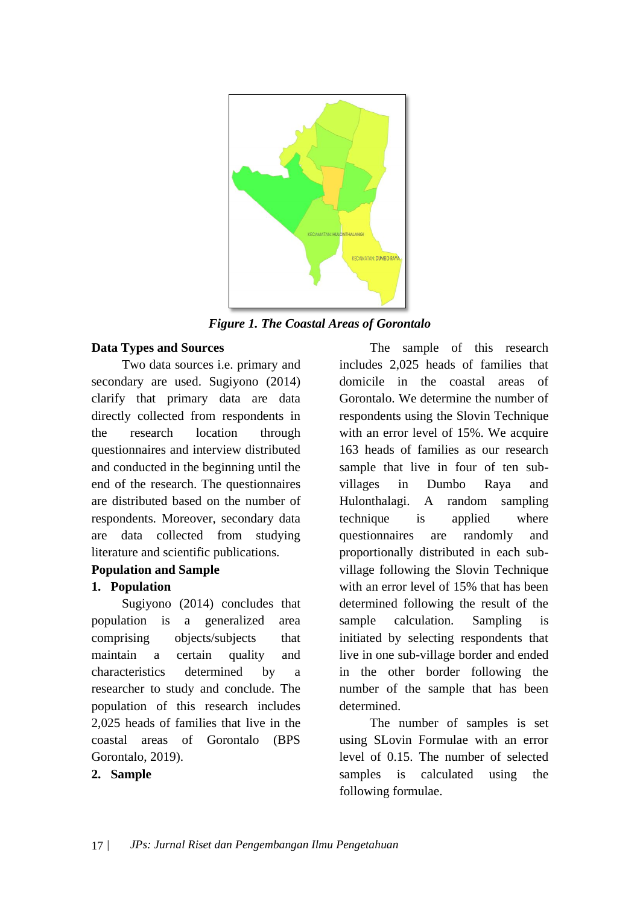*Figure 1. The Coastal Areas of Gorontalo*

**Data Types and Sources**

Two data sources i.e. primary and secondary are used. Sugiyono (2014) clarify that primary data are data directly collected from respondents in the research location through questionnaires and interview distributed and conducted in the beginning until the end of the research. The questionnaires are distributed based on the number of respondents. Moreover, secondary data are data collected from studying literature and scientific publications.

**Population and Sample**

**1. Population**

Sugiyono (2014) concludes that population is a generalized area comprising objects/subjects that maintain a certain quality and characteristics determined by a researcher to study and conclude. The population of this research includes 2,025 heads of families that live in the coastal areas of Gorontalo (BPS Gorontalo, 2019).

**2. Sample**

The sample of this research includes 2,025 heads of families that domicile in the coastal areas of Gorontalo. We determine the number of respondents using the Slovin Technique with an error level of 15%. We acquire 163 heads of families as our research sample that live in four of ten sub-villages in Dumbo Raya and Hulonthalagi. A random sampling technique is applied where questionnaires are randomly and proportionally distributed in each sub-village following the Slovin Technique with an error level of 15% that has been determined following the result of the sample calculation. Sampling is initiated by selecting respondents that live in one sub-village border and ended in the other border following the number of the sample that has been determined.

The number of samples is set using SLovin Formulae with an error level of 0.15. The number of selected samples is calculated using the following formulae.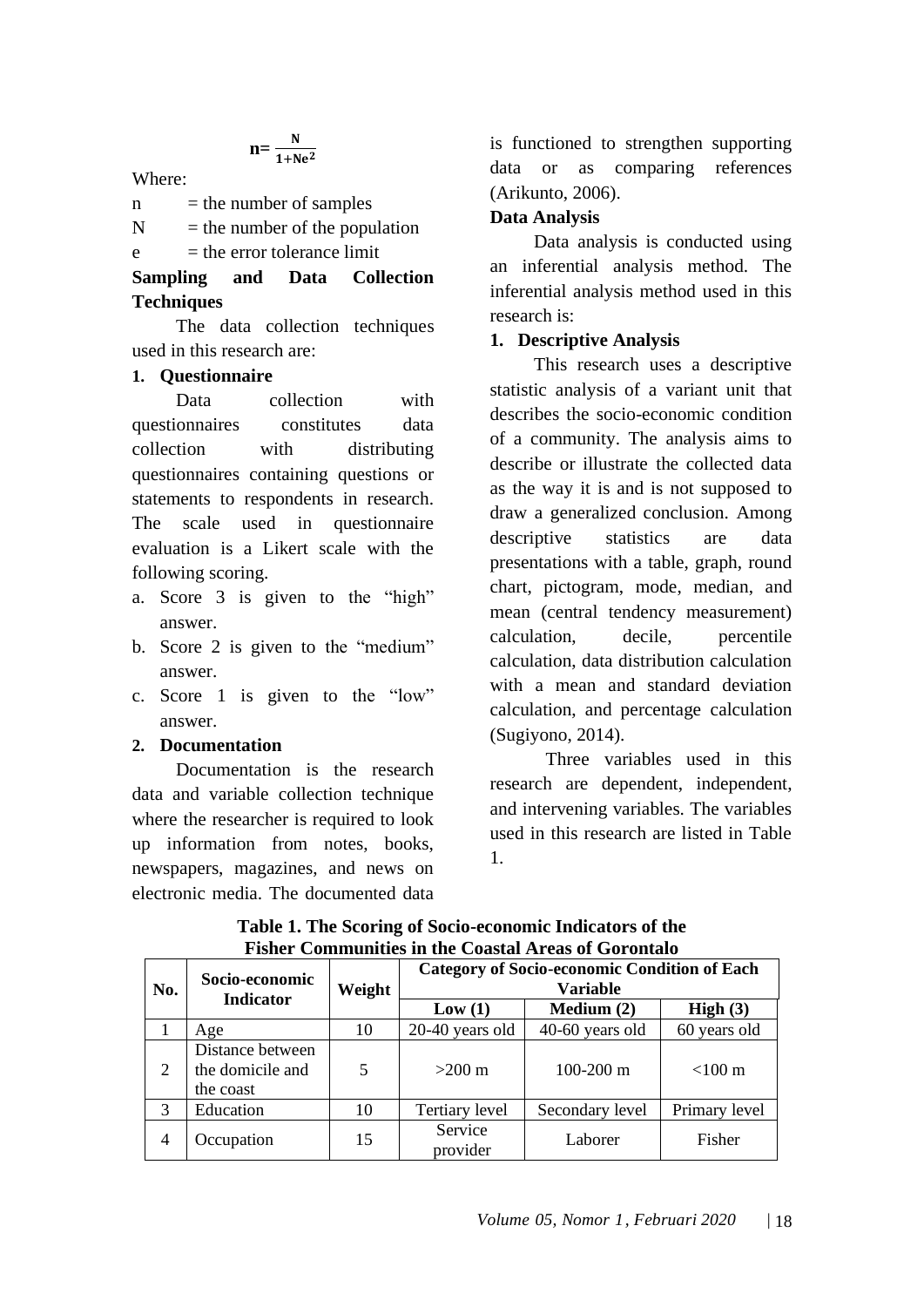$$n = \frac{N}{1+Ne^2}$$

Where:

n = the number of samples

N = the number of the population

e = the error tolerance limit

**Sampling and Data Collection Techniques**

The data collection techniques used in this research are:

**1. Questionnaire**

Data collection with questionnaires constitutes data collection with distributing questionnaires containing questions or statements to respondents in research. The scale used in questionnaire evaluation is a Likert scale with the following scoring.

a. Score 3 is given to the "high" answer.
b. Score 2 is given to the "medium" answer.
c. Score 1 is given to the "low" answer.

**2. Documentation**

Documentation is the research data and variable collection technique where the researcher is required to look up information from notes, books, newspapers, magazines, and news on electronic media. The documented data is functioned to strengthen supporting data or as comparing references (Arikunto, 2006).

**Data Analysis**

Data analysis is conducted using an inferential analysis method. The inferential analysis method used in this research is:

**1. Descriptive Analysis**

This research uses a descriptive statistic analysis of a variant unit that describes the socio-economic condition of a community. The analysis aims to describe or illustrate the collected data as the way it is and is not supposed to draw a generalized conclusion. Among descriptive statistics are data presentations with a table, graph, round chart, pictogram, mode, median, and mean (central tendency measurement) calculation, decile, percentile calculation, data distribution calculation with a mean and standard deviation calculation, and percentage calculation (Sugiyono, 2014).

Three variables used in this research are dependent, independent, and intervening variables. The variables used in this research are listed in Table 1.

**Table 1. The Scoring of Socio-economic Indicators of the Fisher Communities in the Coastal Areas of Gorontalo**

| No. | Socio-economic Indicator | Weight | Category of Socio-economic Condition of Each Variable | | |
|---|---|---|---|---|---|
| | | | Low (1) | Medium (2) | High (3) |
| 1 | Age | 10 | 20-40 years old | 40-60 years old | 60 years old |
| 2 | Distance between the domicile and the coast | 5 | >200 m | 100-200 m | <100 m |
| 3 | Education | 10 | Tertiary level | Secondary level | Primary level |
| 4 | Occupation | 15 | Service provider | Laborer | Fisher |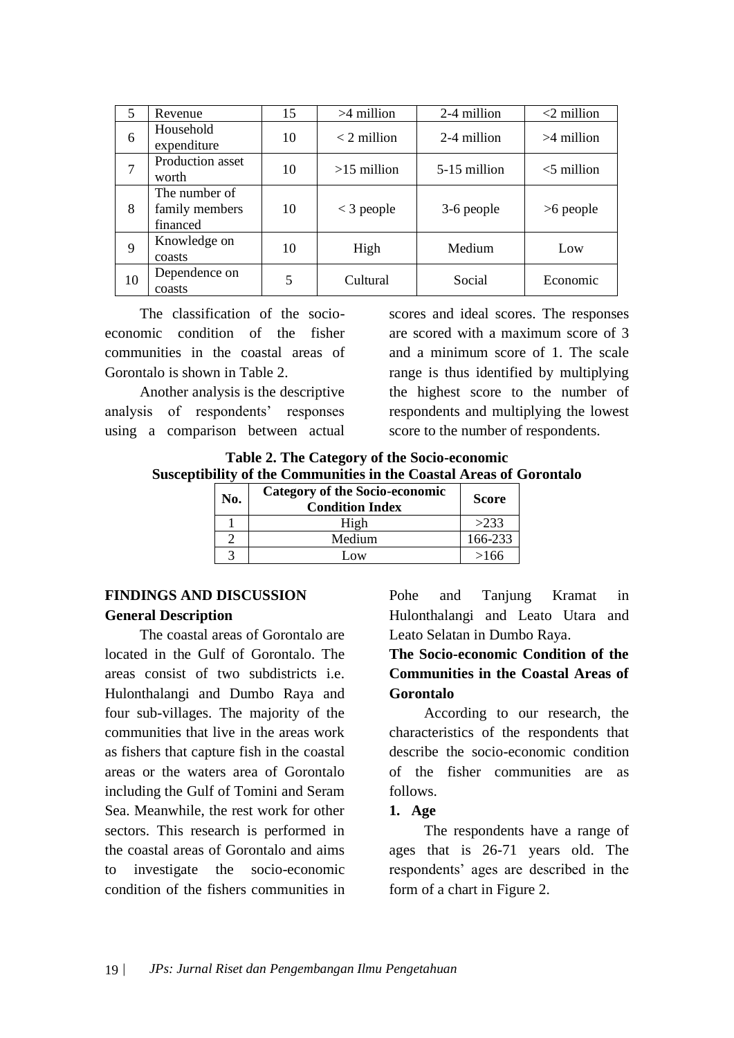| 5 | Revenue | 15 | >4 million | 2-4 million | <2 million |
|---|---|---|---|---|---|
| 6 | Household expenditure | 10 | < 2 million | 2-4 million | >4 million |
| 7 | Production asset worth | 10 | >15 million | 5-15 million | <5 million |
| 8 | The number of family members financed | 10 | < 3 people | 3-6 people | >6 people |
| 9 | Knowledge on coasts | 10 | High | Medium | Low |
| 10 | Dependence on coasts | 5 | Cultural | Social | Economic |

The classification of the socio-economic condition of the fisher communities in the coastal areas of Gorontalo is shown in Table 2.

Another analysis is the descriptive analysis of respondents' responses using a comparison between actual scores and ideal scores. The responses are scored with a maximum score of 3 and a minimum score of 1. The scale range is thus identified by multiplying the highest score to the number of respondents and multiplying the lowest score to the number of respondents.

**Table 2. The Category of the Socio-economic Susceptibility of the Communities in the Coastal Areas of Gorontalo**

| No. | Category of the Socio-economic Condition Index | Score |
|---|---|---|
| 1 | High | >233 |
| 2 | Medium | 166-233 |
| 3 | Low | >166 |

## FINDINGS AND DISCUSSION

### General Description

The coastal areas of Gorontalo are located in the Gulf of Gorontalo. The areas consist of two subdistricts i.e. Hulonthalangi and Dumbo Raya and four sub-villages. The majority of the communities that live in the areas work as fishers that capture fish in the coastal areas or the waters area of Gorontalo including the Gulf of Tomini and Seram Sea. Meanwhile, the rest work for other sectors. This research is performed in the coastal areas of Gorontalo and aims to investigate the socio-economic condition of the fishers communities in Pohe and Tanjung Kramat in Hulonthalangi and Leato Utara and Leato Selatan in Dumbo Raya.

### The Socio-economic Condition of the Communities in the Coastal Areas of Gorontalo

According to our research, the characteristics of the respondents that describe the socio-economic condition of the fisher communities are as follows.

**1. Age**

The respondents have a range of ages that is 26-71 years old. The respondents' ages are described in the form of a chart in Figure 2.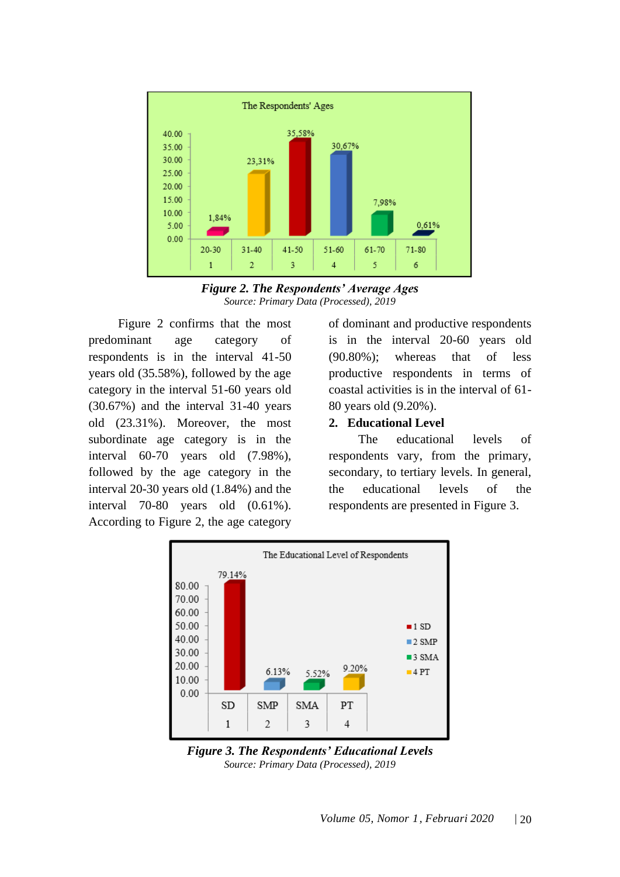**Figure 2. The Respondents' Average Ages**

*Source: Primary Data (Processed), 2019*

Figure 2 confirms that the most predominant age category of respondents is in the interval 41-50 years old (35.58%), followed by the age category in the interval 51-60 years old (30.67%) and the interval 31-40 years old (23.31%). Moreover, the most subordinate age category is in the interval 60-70 years old (7.98%), followed by the age category in the interval 20-30 years old (1.84%) and the interval 70-80 years old (0.61%). According to Figure 2, the age category of dominant and productive respondents is in the interval 20-60 years old (90.80%); whereas that of less productive respondents in terms of coastal activities is in the interval of 61-80 years old (9.20%).

**2. Educational Level**

The educational levels of respondents vary, from the primary, secondary, to tertiary levels. In general, the educational levels of the respondents are presented in Figure 3.

**Figure 3. The Respondents' Educational Levels**

*Source: Primary Data (Processed), 2019*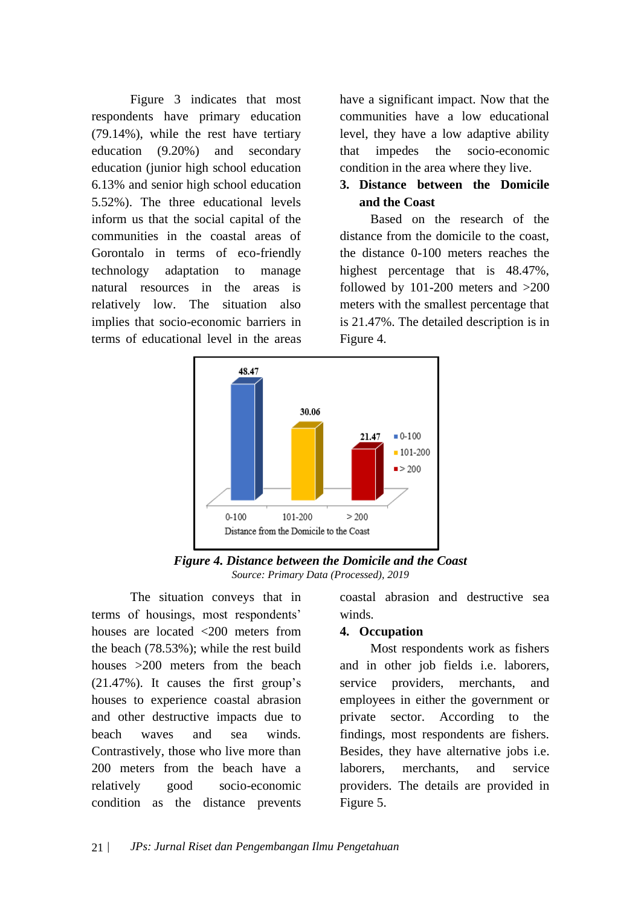Figure 3 indicates that most respondents have primary education (79.14%), while the rest have tertiary education (9.20%) and secondary education (junior high school education 6.13% and senior high school education 5.52%). The three educational levels inform us that the social capital of the communities in the coastal areas of Gorontalo in terms of eco-friendly technology adaptation to manage natural resources in the areas is relatively low. The situation also implies that socio-economic barriers in terms of educational level in the areas have a significant impact. Now that the communities have a low educational level, they have a low adaptive ability that impedes the socio-economic condition in the area where they live.

## 3. Distance between the Domicile and the Coast

Based on the research of the distance from the domicile to the coast, the distance 0-100 meters reaches the highest percentage that is 48.47%, followed by 101-200 meters and >200 meters with the smallest percentage that is 21.47%. The detailed description is in Figure 4.

**_Figure 4. Distance between the Domicile and the Coast_**

*Source: Primary Data (Processed), 2019*

The situation conveys that in terms of housings, most respondents' houses are located <200 meters from the beach (78.53%); while the rest build houses >200 meters from the beach (21.47%). It causes the first group's houses to experience coastal abrasion and other destructive impacts due to beach waves and sea winds. Contrastively, those who live more than 200 meters from the beach have a relatively good socio-economic condition as the distance prevents coastal abrasion and destructive sea winds.

## 4. Occupation

Most respondents work as fishers and in other job fields i.e. laborers, service providers, merchants, and employees in either the government or private sector. According to the findings, most respondents are fishers. Besides, they have alternative jobs i.e. laborers, merchants, and service providers. The details are provided in Figure 5.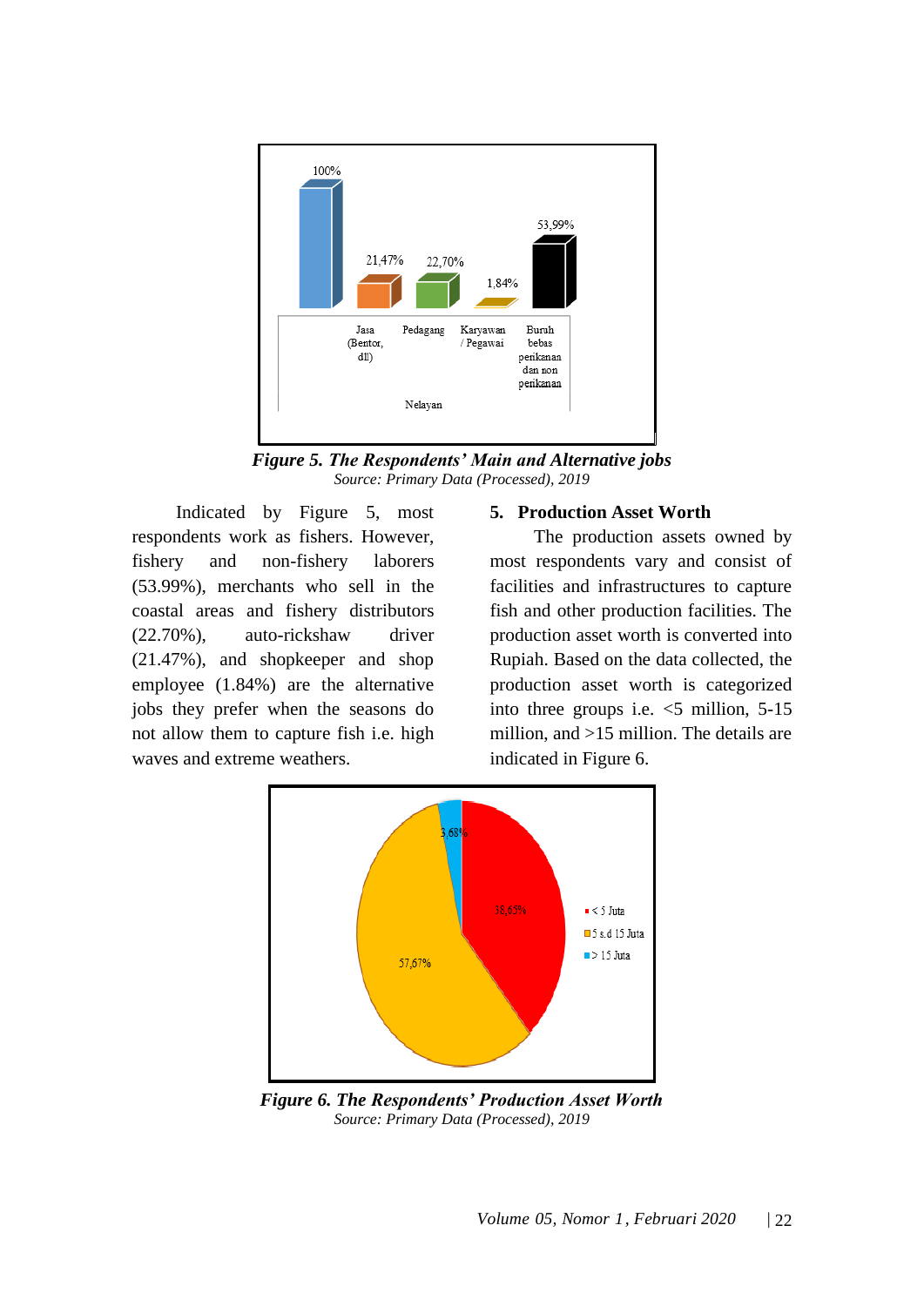*Figure 5. The Respondents' Main and Alternative jobs*
*Source: Primary Data (Processed), 2019*

Indicated by Figure 5, most respondents work as fishers. However, fishery and non-fishery laborers (53.99%), merchants who sell in the coastal areas and fishery distributors (22.70%), auto-rickshaw driver (21.47%), and shopkeeper and shop employee (1.84%) are the alternative jobs they prefer when the seasons do not allow them to capture fish i.e. high waves and extreme weathers.

## 5. Production Asset Worth

The production assets owned by most respondents vary and consist of facilities and infrastructures to capture fish and other production facilities. The production asset worth is converted into Rupiah. Based on the data collected, the production asset worth is categorized into three groups i.e. <5 million, 5-15 million, and >15 million. The details are indicated in Figure 6.

*Figure 6. The Respondents' Production Asset Worth*
*Source: Primary Data (Processed), 2019*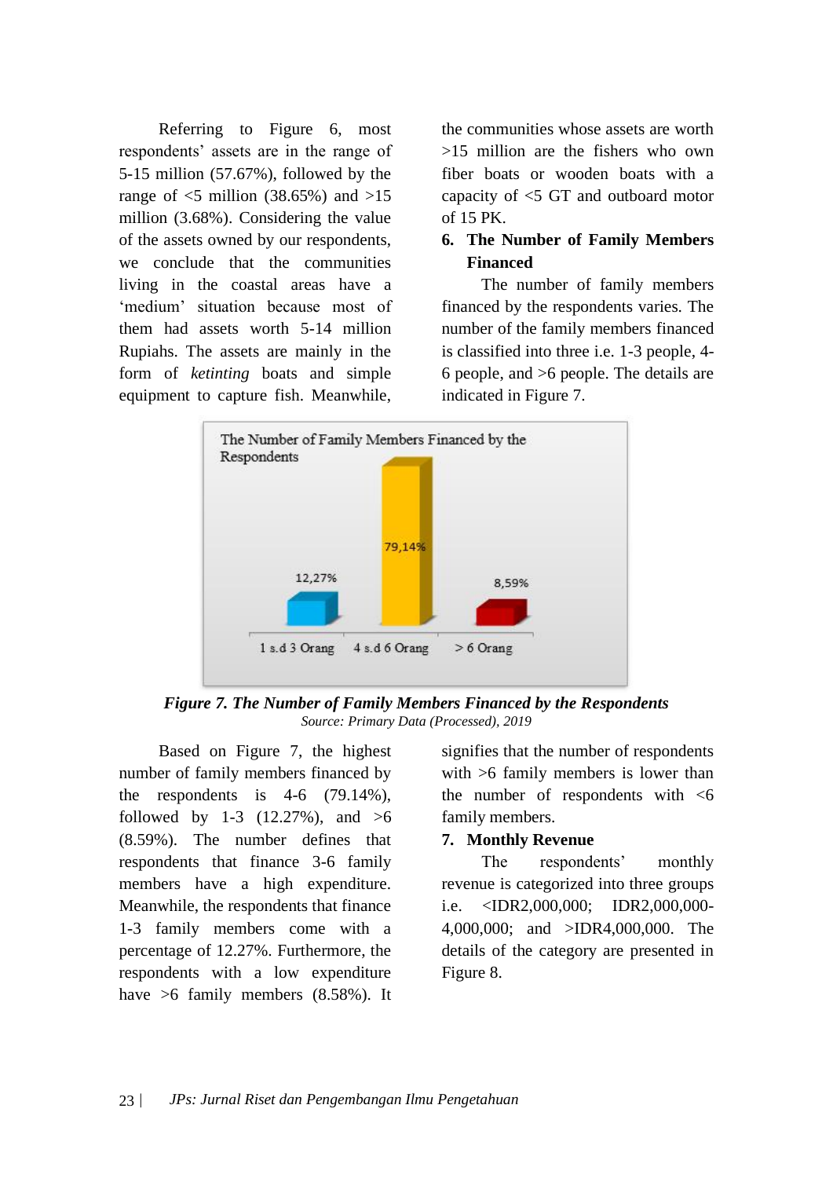Referring to Figure 6, most respondents' assets are in the range of 5-15 million (57.67%), followed by the range of <5 million (38.65%) and >15 million (3.68%). Considering the value of the assets owned by our respondents, we conclude that the communities living in the coastal areas have a 'medium' situation because most of them had assets worth 5-14 million Rupiahs. The assets are mainly in the form of *ketinting* boats and simple equipment to capture fish. Meanwhile, the communities whose assets are worth >15 million are the fishers who own fiber boats or wooden boats with a capacity of <5 GT and outboard motor of 15 PK.

## 6. The Number of Family Members Financed

The number of family members financed by the respondents varies. The number of the family members financed is classified into three i.e. 1-3 people, 4-6 people, and >6 people. The details are indicated in Figure 7.

The Number of Family Members Financed by the Respondents

| Category | Percentage |
|---|---|
| 1 s.d 3 Orang | 12,27% |
| 4 s.d 6 Orang | 79,14% |
| > 6 Orang | 8,59% |

***Figure 7. The Number of Family Members Financed by the Respondents***

*Source: Primary Data (Processed), 2019*

Based on Figure 7, the highest number of family members financed by the respondents is 4-6 (79.14%), followed by 1-3 (12.27%), and >6 (8.59%). The number defines that respondents that finance 3-6 family members have a high expenditure. Meanwhile, the respondents that finance 1-3 family members come with a percentage of 12.27%. Furthermore, the respondents with a low expenditure have >6 family members (8.58%). It signifies that the number of respondents with >6 family members is lower than the number of respondents with <6 family members.

## 7. Monthly Revenue

The respondents' monthly revenue is categorized into three groups i.e. <IDR2,000,000; IDR2,000,000-4,000,000; and >IDR4,000,000. The details of the category are presented in Figure 8.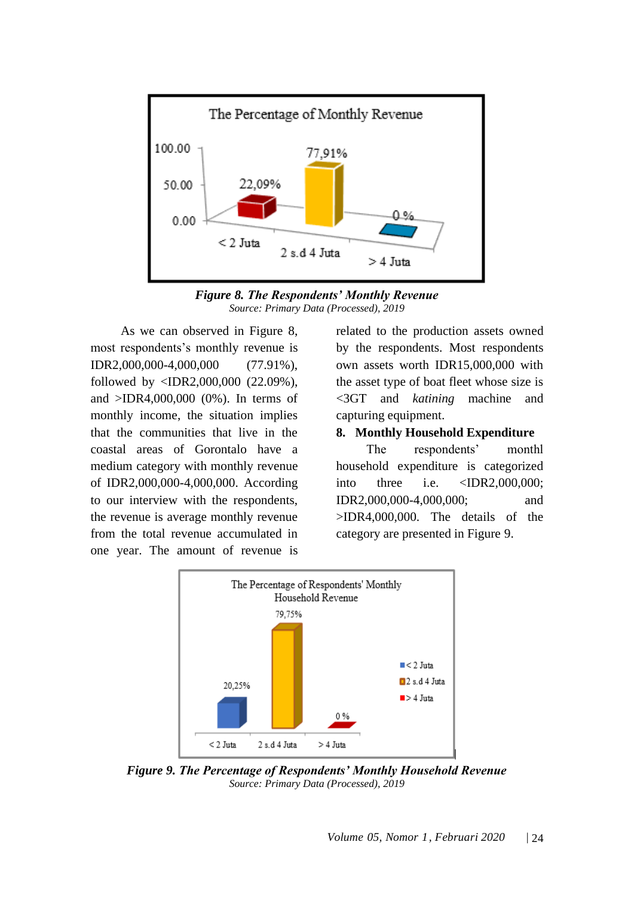*Figure 8. The Respondents' Monthly Revenue*
*Source: Primary Data (Processed), 2019*

As we can observed in Figure 8, most respondents's monthly revenue is IDR2,000,000-4,000,000 (77.91%), followed by <IDR2,000,000 (22.09%), and >IDR4,000,000 (0%). In terms of monthly income, the situation implies that the communities that live in the coastal areas of Gorontalo have a medium category with monthly revenue of IDR2,000,000-4,000,000. According to our interview with the respondents, the revenue is average monthly revenue from the total revenue accumulated in one year. The amount of revenue is related to the production assets owned by the respondents. Most respondents own assets worth IDR15,000,000 with the asset type of boat fleet whose size is <3GT and *katining* machine and capturing equipment.

### 8. Monthly Household Expenditure

The respondents' monthl household expenditure is categorized into three i.e. <IDR2,000,000; IDR2,000,000-4,000,000; and >IDR4,000,000. The details of the category are presented in Figure 9.

*Figure 9. The Percentage of Respondents' Monthly Household Revenue*
*Source: Primary Data (Processed), 2019*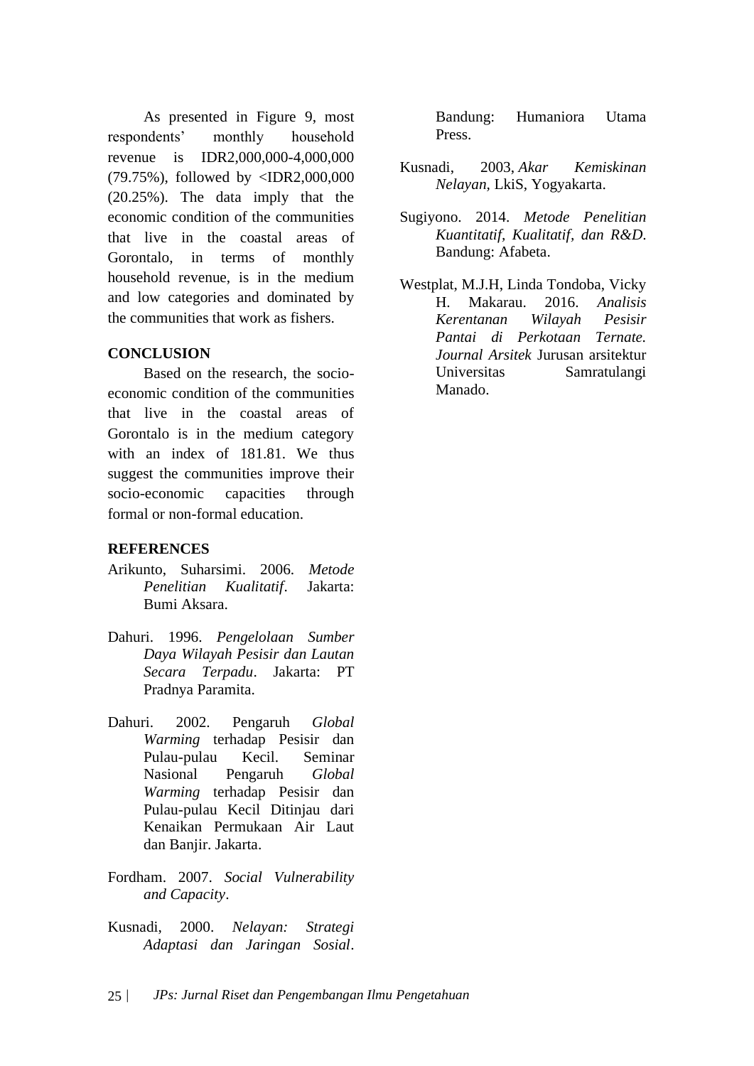As presented in Figure 9, most respondents' monthly household revenue is IDR2,000,000-4,000,000 (79.75%), followed by <IDR2,000,000 (20.25%). The data imply that the economic condition of the communities that live in the coastal areas of Gorontalo, in terms of monthly household revenue, is in the medium and low categories and dominated by the communities that work as fishers.

## CONCLUSION

Based on the research, the socio-economic condition of the communities that live in the coastal areas of Gorontalo is in the medium category with an index of 181.81. We thus suggest the communities improve their socio-economic capacities through formal or non-formal education.

## REFERENCES

Arikunto, Suharsimi. 2006. *Metode Penelitian Kualitatif*. Jakarta: Bumi Aksara.

Dahuri. 1996. *Pengelolaan Sumber Daya Wilayah Pesisir dan Lautan Secara Terpadu*. Jakarta: PT Pradnya Paramita.

Dahuri. 2002. Pengaruh *Global Warming* terhadap Pesisir dan Pulau-pulau Kecil. Seminar Nasional Pengaruh *Global Warming* terhadap Pesisir dan Pulau-pulau Kecil Ditinjau dari Kenaikan Permukaan Air Laut dan Banjir. Jakarta.

Fordham. 2007. *Social Vulnerability and Capacity*.

Kusnadi, 2000. *Nelayan: Strategi Adaptasi dan Jaringan Sosial*. Bandung: Humaniora Utama Press.

Kusnadi, 2003, *Akar Kemiskinan Nelayan*, LkiS, Yogyakarta.

Sugiyono. 2014. *Metode Penelitian Kuantitatif, Kualitatif, dan R&D*. Bandung: Afabeta.

Westplat, M.J.H, Linda Tondoba, Vicky H. Makarau. 2016. *Analisis Kerentanan Wilayah Pesisir Pantai di Perkotaan Ternate. Journal Arsitek* Jurusan arsitektur Universitas Samratulangi Manado.